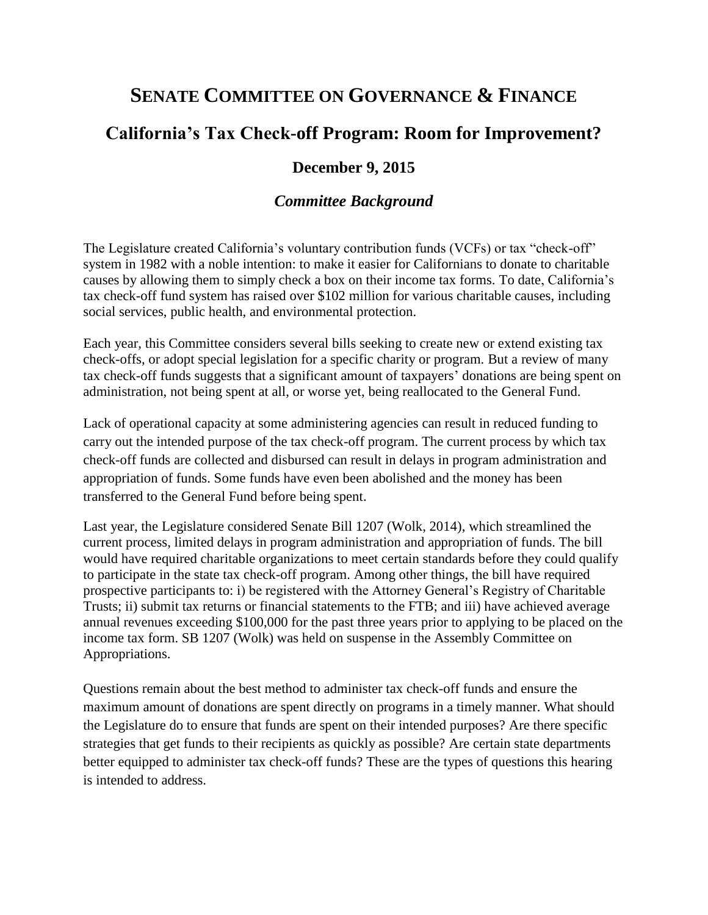# SENATE COMMITTEE ON GOVERNANCE & FINANCE

## California's Tax Check-off Program: Room for Improvement?

### December 9, 2015

### *Committee Background*

The Legislature created California's voluntary contribution funds (VCFs) or tax "check-off" system in 1982 with a noble intention: to make it easier for Californians to donate to charitable causes by allowing them to simply check a box on their income tax forms. To date, California's tax check-off fund system has raised over $102 million for various charitable causes, including social services, public health, and environmental protection.

Each year, this Committee considers several bills seeking to create new or extend existing tax check-offs, or adopt special legislation for a specific charity or program. But a review of many tax check-off funds suggests that a significant amount of taxpayers' donations are being spent on administration, not being spent at all, or worse yet, being reallocated to the General Fund.

Lack of operational capacity at some administering agencies can result in reduced funding to carry out the intended purpose of the tax check-off program. The current process by which tax check-off funds are collected and disbursed can result in delays in program administration and appropriation of funds. Some funds have even been abolished and the money has been transferred to the General Fund before being spent.

Last year, the Legislature considered Senate Bill 1207 (Wolk, 2014), which streamlined the current process, limited delays in program administration and appropriation of funds. The bill would have required charitable organizations to meet certain standards before they could qualify to participate in the state tax check-off program. Among other things, the bill have required prospective participants to: i) be registered with the Attorney General's Registry of Charitable Trusts; ii) submit tax returns or financial statements to the FTB; and iii) have achieved average annual revenues exceeding $100,000 for the past three years prior to applying to be placed on the income tax form. SB 1207 (Wolk) was held on suspense in the Assembly Committee on Appropriations.

Questions remain about the best method to administer tax check-off funds and ensure the maximum amount of donations are spent directly on programs in a timely manner. What should the Legislature do to ensure that funds are spent on their intended purposes? Are there specific strategies that get funds to their recipients as quickly as possible? Are certain state departments better equipped to administer tax check-off funds? These are the types of questions this hearing is intended to address.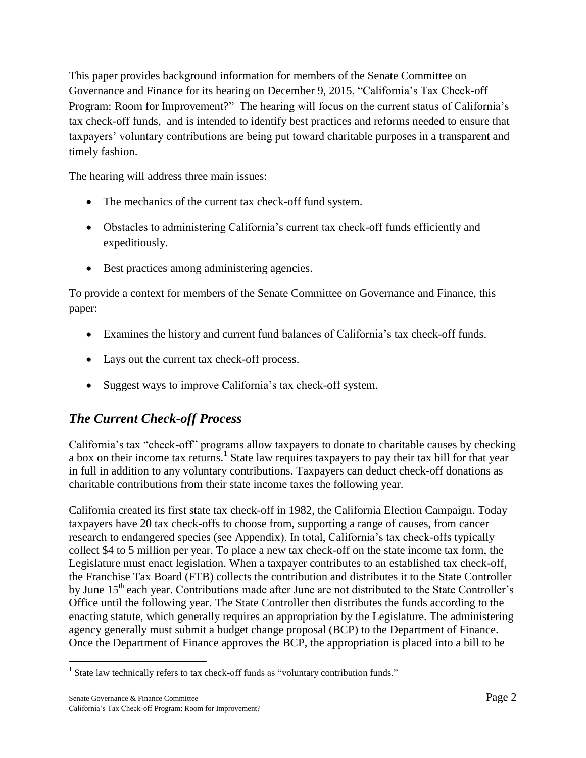This paper provides background information for members of the Senate Committee on Governance and Finance for its hearing on December 9, 2015, "California's Tax Check-off Program: Room for Improvement?" The hearing will focus on the current status of California's tax check-off funds, and is intended to identify best practices and reforms needed to ensure that taxpayers' voluntary contributions are being put toward charitable purposes in a transparent and timely fashion.

The hearing will address three main issues:

- The mechanics of the current tax check-off fund system.
- Obstacles to administering California's current tax check-off funds efficiently and expeditiously.
- Best practices among administering agencies.

To provide a context for members of the Senate Committee on Governance and Finance, this paper:

- Examines the history and current fund balances of California's tax check-off funds.
- Lays out the current tax check-off process.
- Suggest ways to improve California's tax check-off system.

## *The Current Check-off Process*

California's tax "check-off" programs allow taxpayers to donate to charitable causes by checking a box on their income tax returns.[1] State law requires taxpayers to pay their tax bill for that year in full in addition to any voluntary contributions. Taxpayers can deduct check-off donations as charitable contributions from their state income taxes the following year.

California created its first state tax check-off in 1982, the California Election Campaign. Today taxpayers have 20 tax check-offs to choose from, supporting a range of causes, from cancer research to endangered species (see Appendix). In total, California's tax check-offs typically collect $4 to 5 million per year. To place a new tax check-off on the state income tax form, the Legislature must enact legislation. When a taxpayer contributes to an established tax check-off, the Franchise Tax Board (FTB) collects the contribution and distributes it to the State Controller by June 15th each year. Contributions made after June are not distributed to the State Controller's Office until the following year. The State Controller then distributes the funds according to the enacting statute, which generally requires an appropriation by the Legislature. The administering agency generally must submit a budget change proposal (BCP) to the Department of Finance. Once the Department of Finance approves the BCP, the appropriation is placed into a bill to be

[1] State law technically refers to tax check-off funds as "voluntary contribution funds."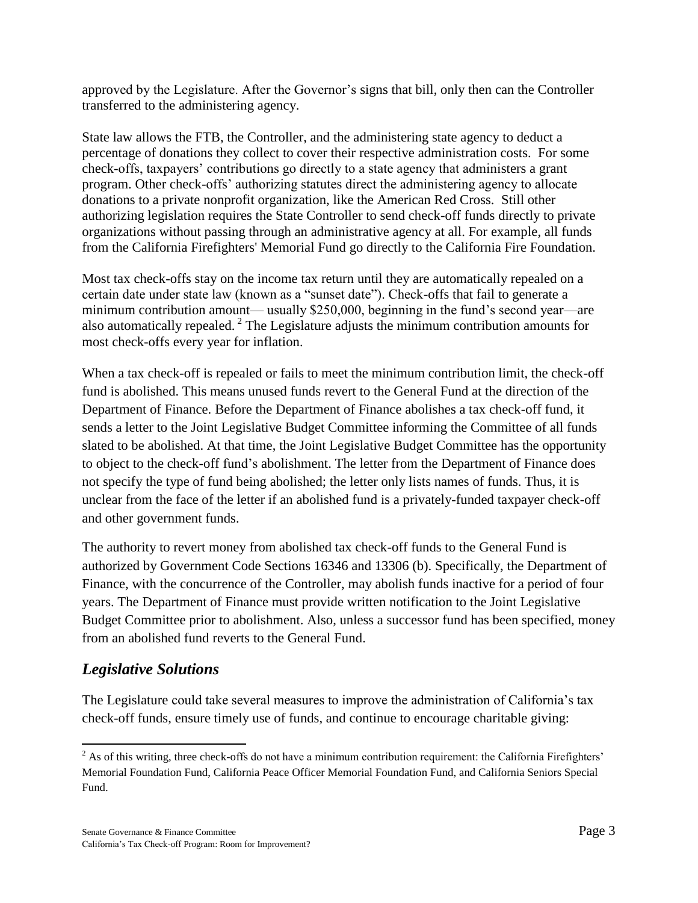approved by the Legislature. After the Governor's signs that bill, only then can the Controller transferred to the administering agency.

State law allows the FTB, the Controller, and the administering state agency to deduct a percentage of donations they collect to cover their respective administration costs. For some check-offs, taxpayers' contributions go directly to a state agency that administers a grant program. Other check-offs' authorizing statutes direct the administering agency to allocate donations to a private nonprofit organization, like the American Red Cross. Still other authorizing legislation requires the State Controller to send check-off funds directly to private organizations without passing through an administrative agency at all. For example, all funds from the California Firefighters' Memorial Fund go directly to the California Fire Foundation.

Most tax check-offs stay on the income tax return until they are automatically repealed on a certain date under state law (known as a "sunset date"). Check-offs that fail to generate a minimum contribution amount— usually $250,000, beginning in the fund's second year—are also automatically repealed. [2] The Legislature adjusts the minimum contribution amounts for most check-offs every year for inflation.

When a tax check-off is repealed or fails to meet the minimum contribution limit, the check-off fund is abolished. This means unused funds revert to the General Fund at the direction of the Department of Finance. Before the Department of Finance abolishes a tax check-off fund, it sends a letter to the Joint Legislative Budget Committee informing the Committee of all funds slated to be abolished. At that time, the Joint Legislative Budget Committee has the opportunity to object to the check-off fund's abolishment. The letter from the Department of Finance does not specify the type of fund being abolished; the letter only lists names of funds. Thus, it is unclear from the face of the letter if an abolished fund is a privately-funded taxpayer check-off and other government funds.

The authority to revert money from abolished tax check-off funds to the General Fund is authorized by Government Code Sections 16346 and 13306 (b). Specifically, the Department of Finance, with the concurrence of the Controller, may abolish funds inactive for a period of four years. The Department of Finance must provide written notification to the Joint Legislative Budget Committee prior to abolishment. Also, unless a successor fund has been specified, money from an abolished fund reverts to the General Fund.

## *Legislative Solutions*

The Legislature could take several measures to improve the administration of California's tax check-off funds, ensure timely use of funds, and continue to encourage charitable giving:

[2] As of this writing, three check-offs do not have a minimum contribution requirement: the California Firefighters' Memorial Foundation Fund, California Peace Officer Memorial Foundation Fund, and California Seniors Special Fund.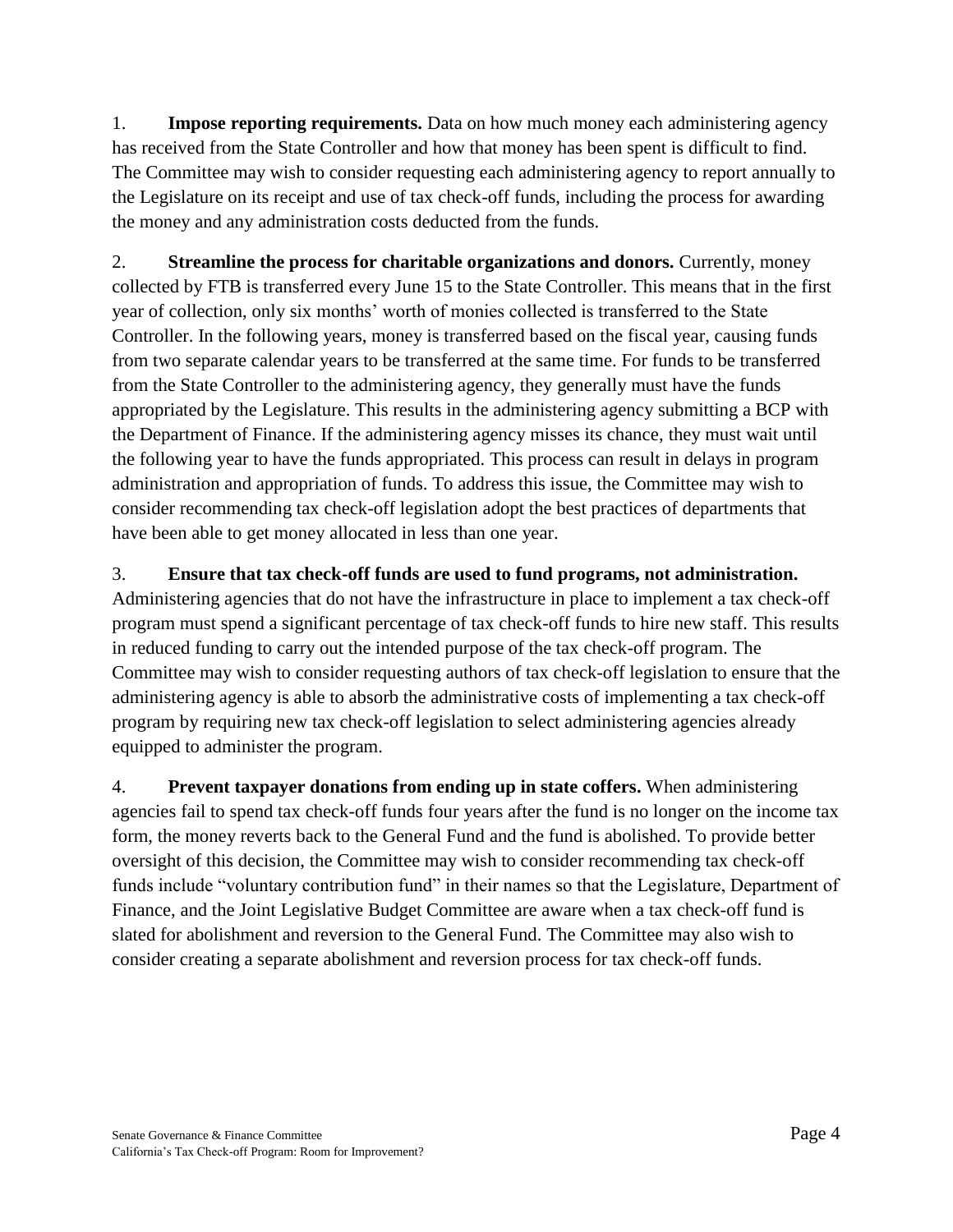1. **Impose reporting requirements.** Data on how much money each administering agency has received from the State Controller and how that money has been spent is difficult to find. The Committee may wish to consider requesting each administering agency to report annually to the Legislature on its receipt and use of tax check-off funds, including the process for awarding the money and any administration costs deducted from the funds.

2. **Streamline the process for charitable organizations and donors.** Currently, money collected by FTB is transferred every June 15 to the State Controller. This means that in the first year of collection, only six months' worth of monies collected is transferred to the State Controller. In the following years, money is transferred based on the fiscal year, causing funds from two separate calendar years to be transferred at the same time. For funds to be transferred from the State Controller to the administering agency, they generally must have the funds appropriated by the Legislature. This results in the administering agency submitting a BCP with the Department of Finance. If the administering agency misses its chance, they must wait until the following year to have the funds appropriated. This process can result in delays in program administration and appropriation of funds. To address this issue, the Committee may wish to consider recommending tax check-off legislation adopt the best practices of departments that have been able to get money allocated in less than one year.

3. **Ensure that tax check-off funds are used to fund programs, not administration.** Administering agencies that do not have the infrastructure in place to implement a tax check-off program must spend a significant percentage of tax check-off funds to hire new staff. This results in reduced funding to carry out the intended purpose of the tax check-off program. The Committee may wish to consider requesting authors of tax check-off legislation to ensure that the administering agency is able to absorb the administrative costs of implementing a tax check-off program by requiring new tax check-off legislation to select administering agencies already equipped to administer the program.

4. **Prevent taxpayer donations from ending up in state coffers.** When administering agencies fail to spend tax check-off funds four years after the fund is no longer on the income tax form, the money reverts back to the General Fund and the fund is abolished. To provide better oversight of this decision, the Committee may wish to consider recommending tax check-off funds include "voluntary contribution fund" in their names so that the Legislature, Department of Finance, and the Joint Legislative Budget Committee are aware when a tax check-off fund is slated for abolishment and reversion to the General Fund. The Committee may also wish to consider creating a separate abolishment and reversion process for tax check-off funds.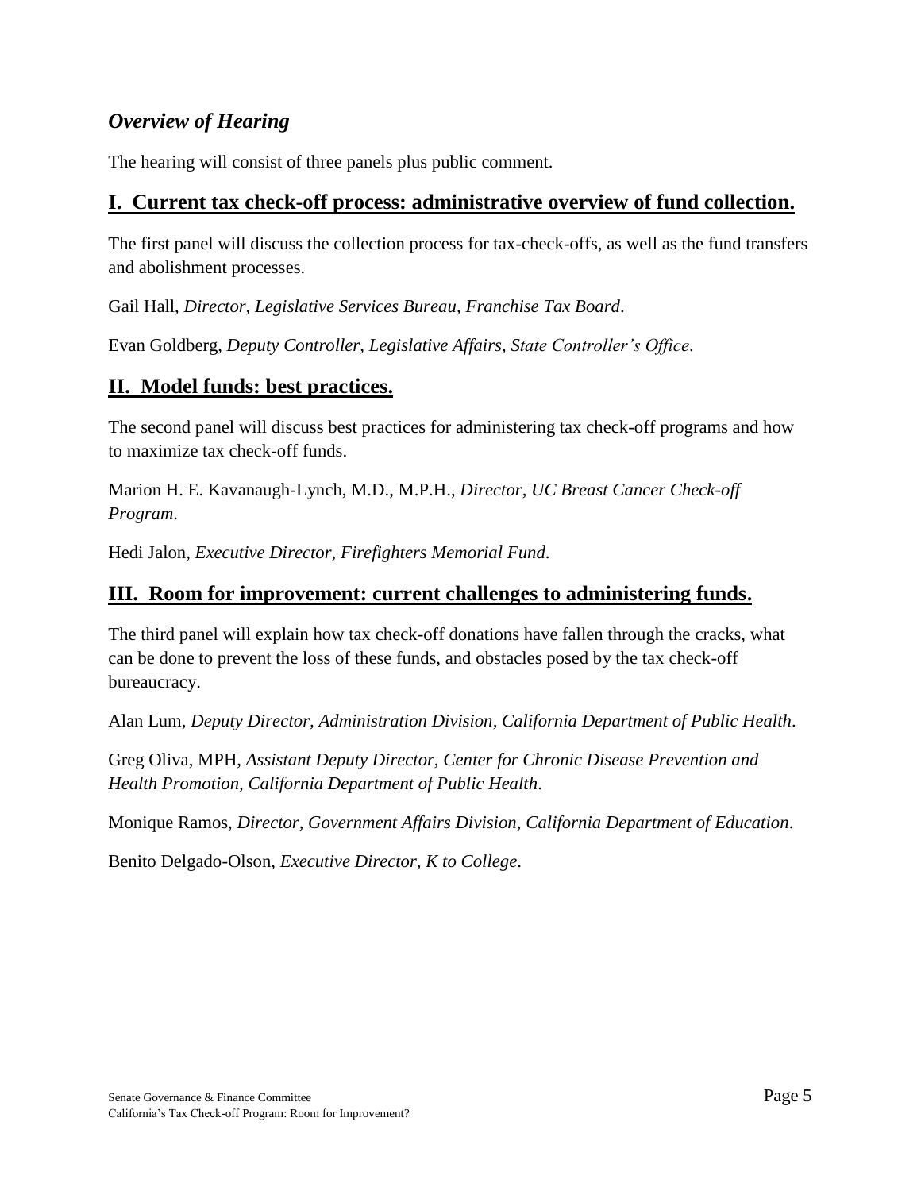## *Overview of Hearing*

The hearing will consist of three panels plus public comment.

## I. Current tax check-off process: administrative overview of fund collection.

The first panel will discuss the collection process for tax-check-offs, as well as the fund transfers and abolishment processes.

Gail Hall, *Director, Legislative Services Bureau, Franchise Tax Board*.

Evan Goldberg, *Deputy Controller, Legislative Affairs, State Controller's Office*.

## II. Model funds: best practices.

The second panel will discuss best practices for administering tax check-off programs and how to maximize tax check-off funds.

Marion H. E. Kavanaugh-Lynch, M.D., M.P.H., *Director, UC Breast Cancer Check-off Program*.

Hedi Jalon, *Executive Director, Firefighters Memorial Fund*.

## III. Room for improvement: current challenges to administering funds.

The third panel will explain how tax check-off donations have fallen through the cracks, what can be done to prevent the loss of these funds, and obstacles posed by the tax check-off bureaucracy.

Alan Lum, *Deputy Director, Administration Division, California Department of Public Health*.

Greg Oliva, MPH, *Assistant Deputy Director, Center for Chronic Disease Prevention and Health Promotion, California Department of Public Health*.

Monique Ramos, *Director, Government Affairs Division, California Department of Education*.

Benito Delgado-Olson, *Executive Director, K to College*.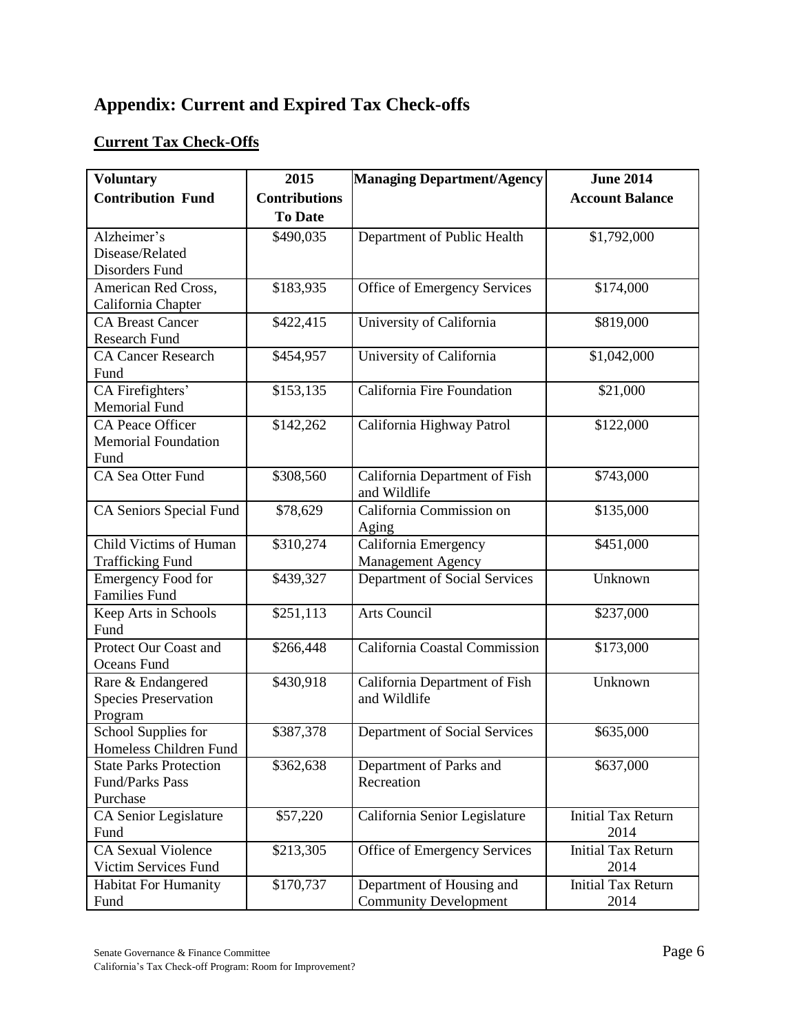# Appendix: Current and Expired Tax Check-offs

## Current Tax Check-Offs

| Voluntary Contribution Fund | 2015 Contributions To Date | Managing Department/Agency | June 2014 Account Balance |
|---|---|---|---|
| Alzheimer's Disease/Related Disorders Fund | $490,035 | Department of Public Health | $1,792,000 |
| American Red Cross, California Chapter | $183,935 | Office of Emergency Services | $174,000 |
| CA Breast Cancer Research Fund | $422,415 | University of California | $819,000 |
| CA Cancer Research Fund | $454,957 | University of California | $1,042,000 |
| CA Firefighters' Memorial Fund | $153,135 | California Fire Foundation | $21,000 |
| CA Peace Officer Memorial Foundation Fund | $142,262 | California Highway Patrol | $122,000 |
| CA Sea Otter Fund | $308,560 | California Department of Fish and Wildlife | $743,000 |
| CA Seniors Special Fund | $78,629 | California Commission on Aging | $135,000 |
| Child Victims of Human Trafficking Fund | $310,274 | California Emergency Management Agency | $451,000 |
| Emergency Food for Families Fund | $439,327 | Department of Social Services | Unknown |
| Keep Arts in Schools Fund | $251,113 | Arts Council | $237,000 |
| Protect Our Coast and Oceans Fund | $266,448 | California Coastal Commission | $173,000 |
| Rare & Endangered Species Preservation Program | $430,918 | California Department of Fish and Wildlife | Unknown |
| School Supplies for Homeless Children Fund | $387,378 | Department of Social Services | $635,000 |
| State Parks Protection Fund/Parks Pass Purchase | $362,638 | Department of Parks and Recreation | $637,000 |
| CA Senior Legislature Fund | $57,220 | California Senior Legislature | Initial Tax Return 2014 |
| CA Sexual Violence Victim Services Fund | $213,305 | Office of Emergency Services | Initial Tax Return 2014 |
| Habitat For Humanity Fund | $170,737 | Department of Housing and Community Development | Initial Tax Return 2014 |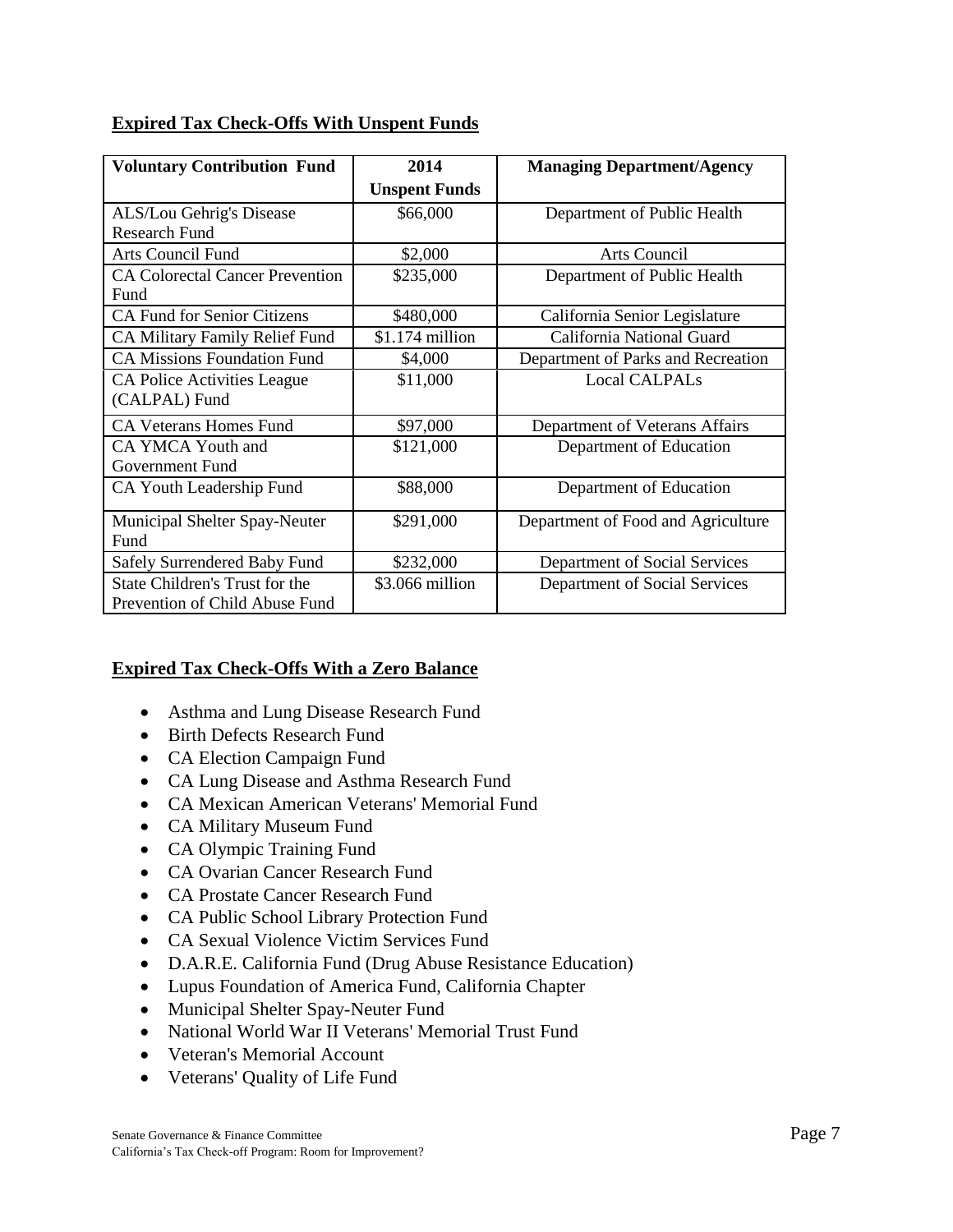**Expired Tax Check-Offs With Unspent Funds**

| Voluntary Contribution Fund | 2014 Unspent Funds | Managing Department/Agency |
|---|---|---|
| ALS/Lou Gehrig's Disease Research Fund | $66,000 | Department of Public Health |
| Arts Council Fund | $2,000 | Arts Council |
| CA Colorectal Cancer Prevention Fund | $235,000 | Department of Public Health |
| CA Fund for Senior Citizens | $480,000 | California Senior Legislature |
| CA Military Family Relief Fund | $1.174 million | California National Guard |
| CA Missions Foundation Fund | $4,000 | Department of Parks and Recreation |
| CA Police Activities League (CALPAL) Fund | $11,000 | Local CALPALs |
| CA Veterans Homes Fund | $97,000 | Department of Veterans Affairs |
| CA YMCA Youth and Government Fund | $121,000 | Department of Education |
| CA Youth Leadership Fund | $88,000 | Department of Education |
| Municipal Shelter Spay-Neuter Fund | $291,000 | Department of Food and Agriculture |
| Safely Surrendered Baby Fund | $232,000 | Department of Social Services |
| State Children's Trust for the Prevention of Child Abuse Fund | $3.066 million | Department of Social Services |

**Expired Tax Check-Offs With a Zero Balance**

- Asthma and Lung Disease Research Fund
- Birth Defects Research Fund
- CA Election Campaign Fund
- CA Lung Disease and Asthma Research Fund
- CA Mexican American Veterans' Memorial Fund
- CA Military Museum Fund
- CA Olympic Training Fund
- CA Ovarian Cancer Research Fund
- CA Prostate Cancer Research Fund
- CA Public School Library Protection Fund
- CA Sexual Violence Victim Services Fund
- D.A.R.E. California Fund (Drug Abuse Resistance Education)
- Lupus Foundation of America Fund, California Chapter
- Municipal Shelter Spay-Neuter Fund
- National World War II Veterans' Memorial Trust Fund
- Veteran's Memorial Account
- Veterans' Quality of Life Fund